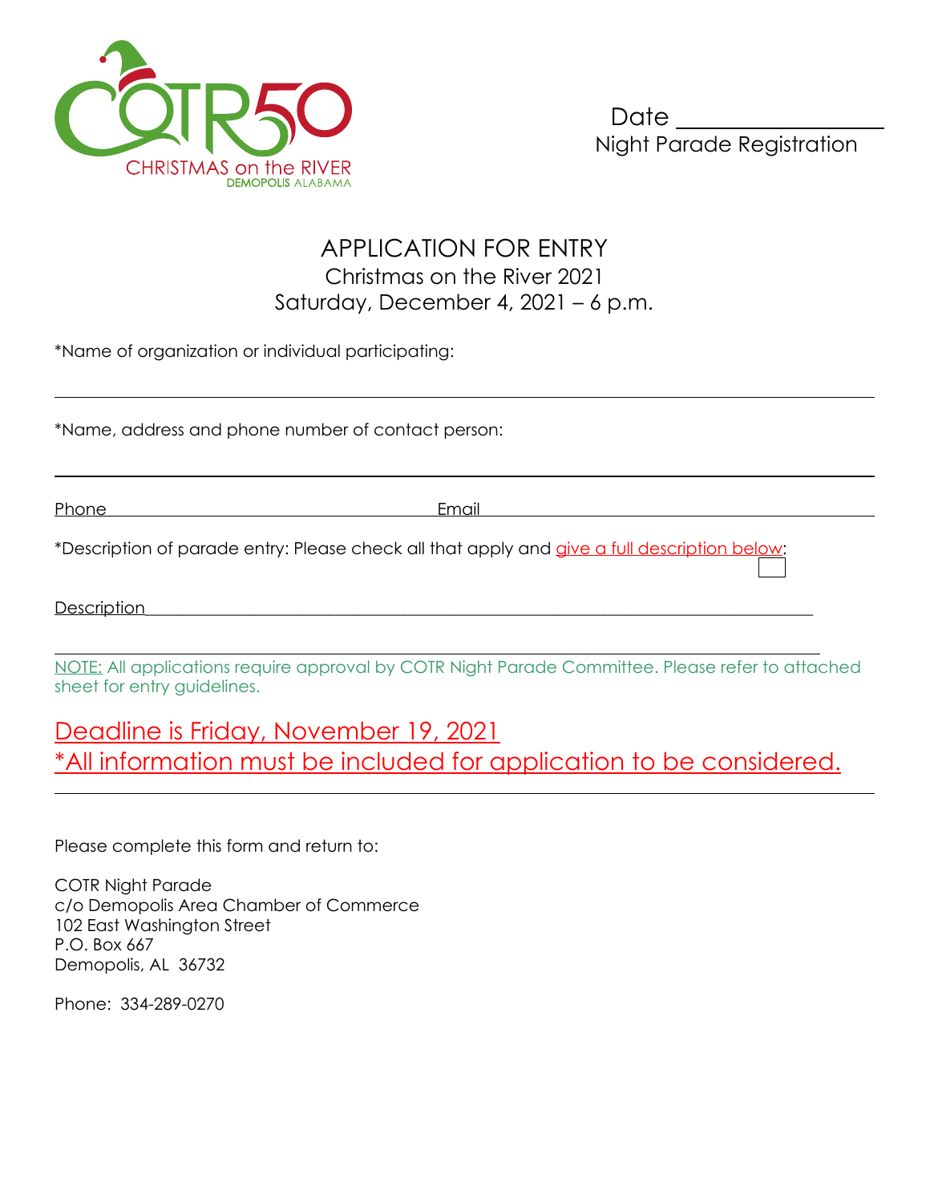COTR50

CHRISTMAS on the RIVER

DEMOPOLIS ALABAMA

Date ________________

Night Parade Registration

# APPLICATION FOR ENTRY

## Christmas on the River 2021

## Saturday, December 4, 2021 – 6 p.m.

*Name of organization or individual participating:

______________________________________________________________________

*Name, address and phone number of contact person:

______________________________________________________________________

Phone ______________________________ Email ______________________________

*Description of parade entry: Please check all that apply and give a full description below: ☐

Description ______________________________________________________________

______________________________________________________________________

NOTE: All applications require approval by COTR Night Parade Committee. Please refer to attached sheet for entry guidelines.

## Deadline is Friday, November 19, 2021

## *All information must be included for application to be considered.

---

Please complete this form and return to:

COTR Night Parade
c/o Demopolis Area Chamber of Commerce
102 East Washington Street
P.O. Box 667
Demopolis, AL 36732

Phone: 334-289-0270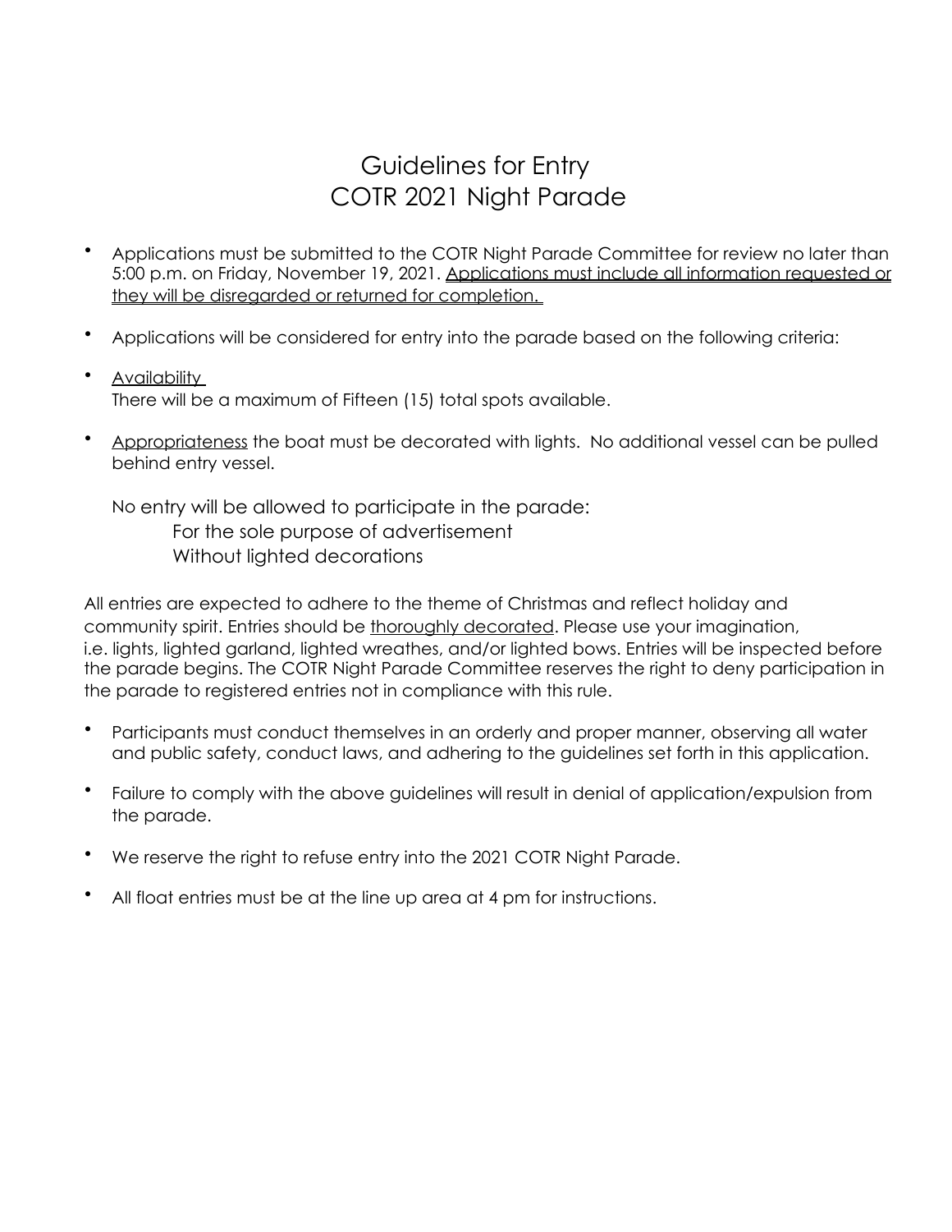# Guidelines for Entry
# COTR 2021 Night Parade

- Applications must be submitted to the COTR Night Parade Committee for review no later than 5:00 p.m. on Friday, November 19, 2021. <u>Applications must include all information requested or they will be disregarded or returned for completion.</u>

- Applications will be considered for entry into the parade based on the following criteria:

- <u>Availability</u>
  There will be a maximum of Fifteen (15) total spots available.

- <u>Appropriateness</u> the boat must be decorated with lights. No additional vessel can be pulled behind entry vessel.

  No entry will be allowed to participate in the parade:
  - For the sole purpose of advertisement
  - Without lighted decorations

All entries are expected to adhere to the theme of Christmas and reflect holiday and community spirit. Entries should be <u>thoroughly decorated</u>. Please use your imagination, i.e. lights, lighted garland, lighted wreathes, and/or lighted bows. Entries will be inspected before the parade begins. The COTR Night Parade Committee reserves the right to deny participation in the parade to registered entries not in compliance with this rule.

- Participants must conduct themselves in an orderly and proper manner, observing all water and public safety, conduct laws, and adhering to the guidelines set forth in this application.

- Failure to comply with the above guidelines will result in denial of application/expulsion from the parade.

- We reserve the right to refuse entry into the 2021 COTR Night Parade.

- All float entries must be at the line up area at 4 pm for instructions.